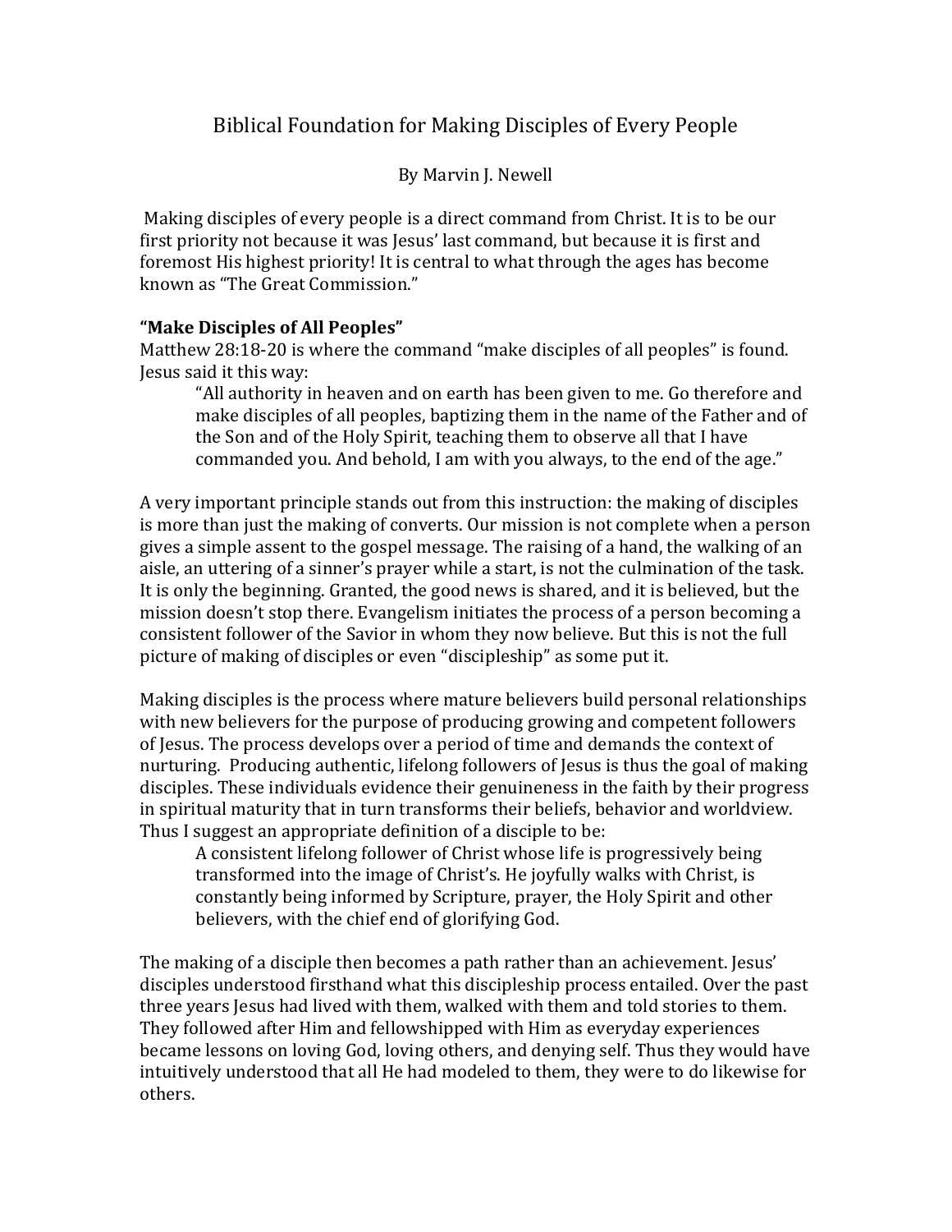# Biblical Foundation for Making Disciples of Every People

By Marvin J. Newell

Making disciples of every people is a direct command from Christ. It is to be our first priority not because it was Jesus' last command, but because it is first and foremost His highest priority! It is central to what through the ages has become known as "The Great Commission."

**"Make Disciples of All Peoples"**

Matthew 28:18-20 is where the command "make disciples of all peoples" is found. Jesus said it this way:

> "All authority in heaven and on earth has been given to me. Go therefore and make disciples of all peoples, baptizing them in the name of the Father and of the Son and of the Holy Spirit, teaching them to observe all that I have commanded you. And behold, I am with you always, to the end of the age."

A very important principle stands out from this instruction: the making of disciples is more than just the making of converts. Our mission is not complete when a person gives a simple assent to the gospel message. The raising of a hand, the walking of an aisle, an uttering of a sinner's prayer while a start, is not the culmination of the task. It is only the beginning. Granted, the good news is shared, and it is believed, but the mission doesn't stop there. Evangelism initiates the process of a person becoming a consistent follower of the Savior in whom they now believe. But this is not the full picture of making of disciples or even "discipleship" as some put it.

Making disciples is the process where mature believers build personal relationships with new believers for the purpose of producing growing and competent followers of Jesus. The process develops over a period of time and demands the context of nurturing. Producing authentic, lifelong followers of Jesus is thus the goal of making disciples. These individuals evidence their genuineness in the faith by their progress in spiritual maturity that in turn transforms their beliefs, behavior and worldview. Thus I suggest an appropriate definition of a disciple to be:

> A consistent lifelong follower of Christ whose life is progressively being transformed into the image of Christ's. He joyfully walks with Christ, is constantly being informed by Scripture, prayer, the Holy Spirit and other believers, with the chief end of glorifying God.

The making of a disciple then becomes a path rather than an achievement. Jesus' disciples understood firsthand what this discipleship process entailed. Over the past three years Jesus had lived with them, walked with them and told stories to them. They followed after Him and fellowshipped with Him as everyday experiences became lessons on loving God, loving others, and denying self. Thus they would have intuitively understood that all He had modeled to them, they were to do likewise for others.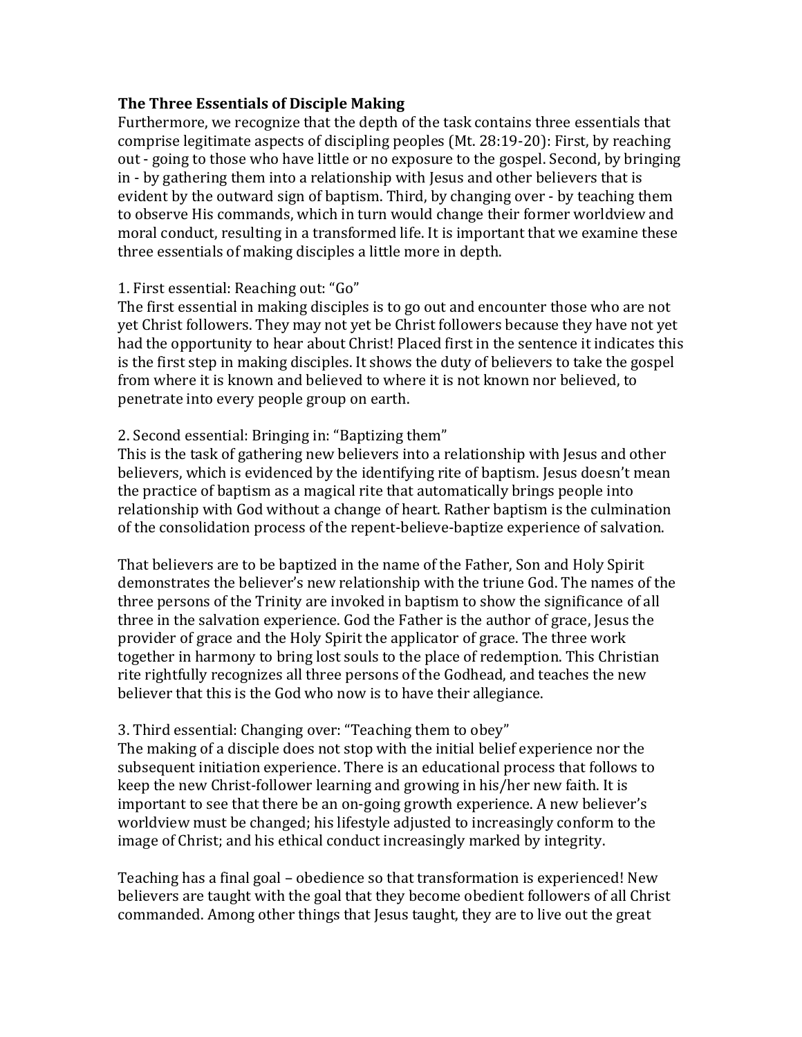**The Three Essentials of Disciple Making**

Furthermore, we recognize that the depth of the task contains three essentials that comprise legitimate aspects of discipling peoples (Mt. 28:19-20): First, by reaching out - going to those who have little or no exposure to the gospel. Second, by bringing in - by gathering them into a relationship with Jesus and other believers that is evident by the outward sign of baptism. Third, by changing over - by teaching them to observe His commands, which in turn would change their former worldview and moral conduct, resulting in a transformed life. It is important that we examine these three essentials of making disciples a little more in depth.

1. First essential: Reaching out: "Go"

The first essential in making disciples is to go out and encounter those who are not yet Christ followers. They may not yet be Christ followers because they have not yet had the opportunity to hear about Christ! Placed first in the sentence it indicates this is the first step in making disciples. It shows the duty of believers to take the gospel from where it is known and believed to where it is not known nor believed, to penetrate into every people group on earth.

2. Second essential: Bringing in: "Baptizing them"

This is the task of gathering new believers into a relationship with Jesus and other believers, which is evidenced by the identifying rite of baptism. Jesus doesn't mean the practice of baptism as a magical rite that automatically brings people into relationship with God without a change of heart. Rather baptism is the culmination of the consolidation process of the repent-believe-baptize experience of salvation.

That believers are to be baptized in the name of the Father, Son and Holy Spirit demonstrates the believer's new relationship with the triune God. The names of the three persons of the Trinity are invoked in baptism to show the significance of all three in the salvation experience. God the Father is the author of grace, Jesus the provider of grace and the Holy Spirit the applicator of grace. The three work together in harmony to bring lost souls to the place of redemption. This Christian rite rightfully recognizes all three persons of the Godhead, and teaches the new believer that this is the God who now is to have their allegiance.

3. Third essential: Changing over: "Teaching them to obey"

The making of a disciple does not stop with the initial belief experience nor the subsequent initiation experience. There is an educational process that follows to keep the new Christ-follower learning and growing in his/her new faith. It is important to see that there be an on-going growth experience. A new believer's worldview must be changed; his lifestyle adjusted to increasingly conform to the image of Christ; and his ethical conduct increasingly marked by integrity.

Teaching has a final goal – obedience so that transformation is experienced! New believers are taught with the goal that they become obedient followers of all Christ commanded. Among other things that Jesus taught, they are to live out the great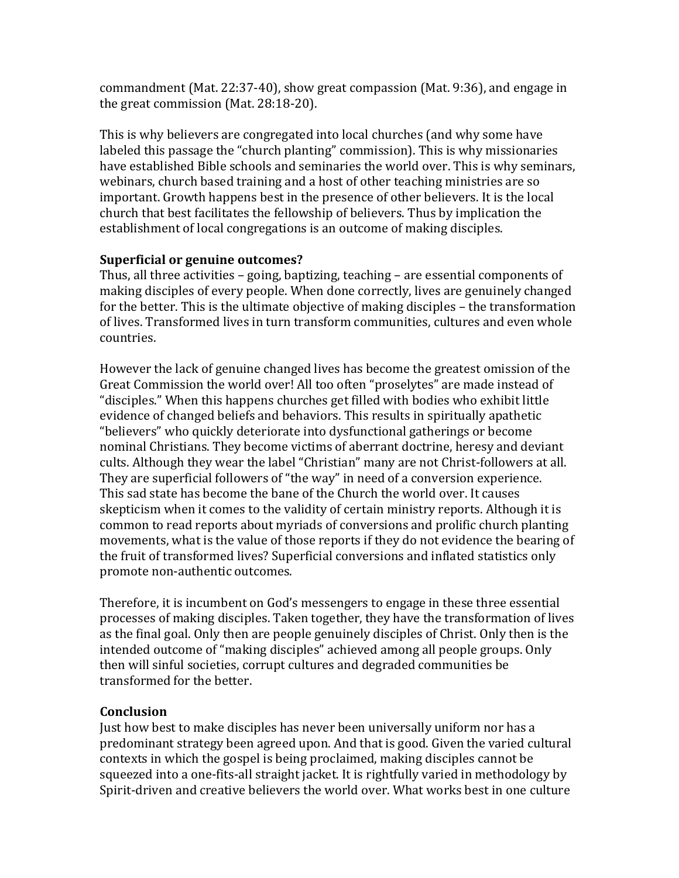commandment (Mat. 22:37-40), show great compassion (Mat. 9:36), and engage in the great commission (Mat. 28:18-20).

This is why believers are congregated into local churches (and why some have labeled this passage the "church planting" commission). This is why missionaries have established Bible schools and seminaries the world over. This is why seminars, webinars, church based training and a host of other teaching ministries are so important. Growth happens best in the presence of other believers. It is the local church that best facilitates the fellowship of believers. Thus by implication the establishment of local congregations is an outcome of making disciples.

**Superficial or genuine outcomes?**

Thus, all three activities – going, baptizing, teaching – are essential components of making disciples of every people. When done correctly, lives are genuinely changed for the better. This is the ultimate objective of making disciples – the transformation of lives. Transformed lives in turn transform communities, cultures and even whole countries.

However the lack of genuine changed lives has become the greatest omission of the Great Commission the world over! All too often "proselytes" are made instead of "disciples." When this happens churches get filled with bodies who exhibit little evidence of changed beliefs and behaviors. This results in spiritually apathetic "believers" who quickly deteriorate into dysfunctional gatherings or become nominal Christians. They become victims of aberrant doctrine, heresy and deviant cults. Although they wear the label "Christian" many are not Christ-followers at all. They are superficial followers of "the way" in need of a conversion experience. This sad state has become the bane of the Church the world over. It causes skepticism when it comes to the validity of certain ministry reports. Although it is common to read reports about myriads of conversions and prolific church planting movements, what is the value of those reports if they do not evidence the bearing of the fruit of transformed lives? Superficial conversions and inflated statistics only promote non-authentic outcomes.

Therefore, it is incumbent on God's messengers to engage in these three essential processes of making disciples. Taken together, they have the transformation of lives as the final goal. Only then are people genuinely disciples of Christ. Only then is the intended outcome of "making disciples" achieved among all people groups. Only then will sinful societies, corrupt cultures and degraded communities be transformed for the better.

**Conclusion**

Just how best to make disciples has never been universally uniform nor has a predominant strategy been agreed upon. And that is good. Given the varied cultural contexts in which the gospel is being proclaimed, making disciples cannot be squeezed into a one-fits-all straight jacket. It is rightfully varied in methodology by Spirit-driven and creative believers the world over. What works best in one culture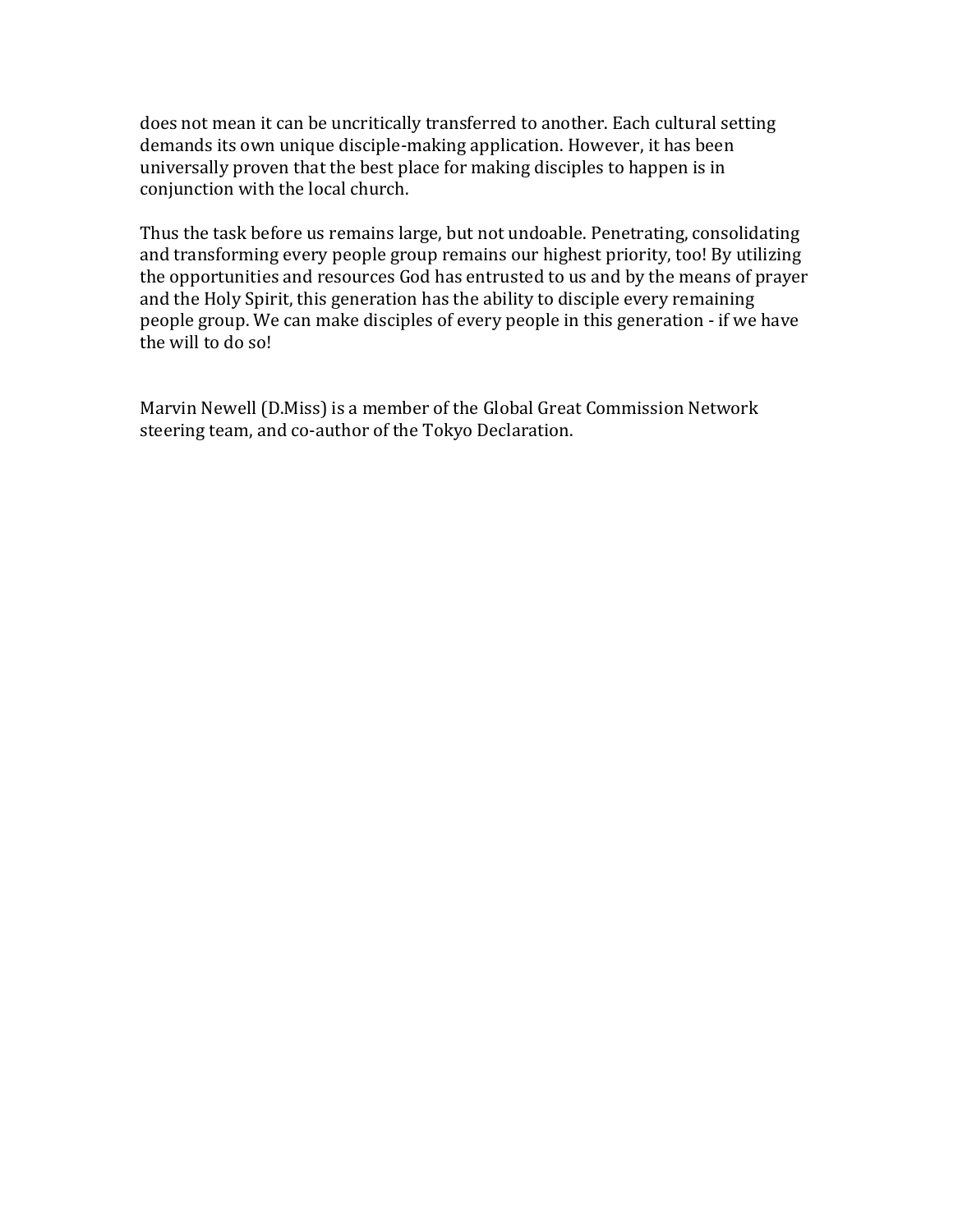does not mean it can be uncritically transferred to another. Each cultural setting demands its own unique disciple-making application. However, it has been universally proven that the best place for making disciples to happen is in conjunction with the local church.

Thus the task before us remains large, but not undoable. Penetrating, consolidating and transforming every people group remains our highest priority, too! By utilizing the opportunities and resources God has entrusted to us and by the means of prayer and the Holy Spirit, this generation has the ability to disciple every remaining people group. We can make disciples of every people in this generation - if we have the will to do so!

Marvin Newell (D.Miss) is a member of the Global Great Commission Network steering team, and co-author of the Tokyo Declaration.